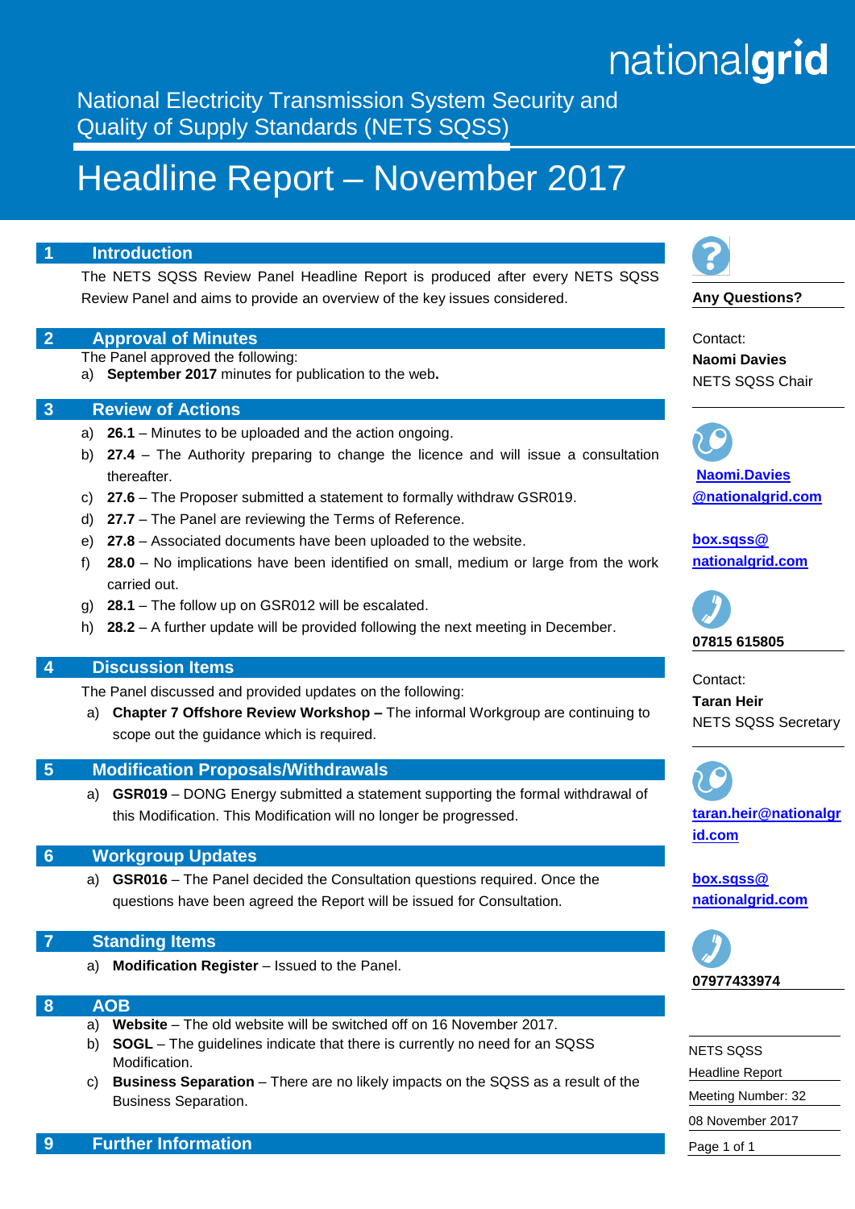nationalgrid

National Electricity Transmission System Security and Quality of Supply Standards (NETS SQSS)

# Headline Report – November 2017

## 1 Introduction

The NETS SQSS Review Panel Headline Report is produced after every NETS SQSS Review Panel and aims to provide an overview of the key issues considered.

## 2 Approval of Minutes

The Panel approved the following:

a) **September 2017** minutes for publication to the web**.**

## 3 Review of Actions

a) **26.1** – Minutes to be uploaded and the action ongoing.

b) **27.4** – The Authority preparing to change the licence and will issue a consultation thereafter.

c) **27.6** – The Proposer submitted a statement to formally withdraw GSR019.

d) **27.7** – The Panel are reviewing the Terms of Reference.

e) **27.8** – Associated documents have been uploaded to the website.

f) **28.0** – No implications have been identified on small, medium or large from the work carried out.

g) **28.1** – The follow up on GSR012 will be escalated.

h) **28.2** – A further update will be provided following the next meeting in December.

## 4 Discussion Items

The Panel discussed and provided updates on the following:

a) **Chapter 7 Offshore Review Workshop –** The informal Workgroup are continuing to scope out the guidance which is required.

## 5 Modification Proposals/Withdrawals

a) **GSR019** – DONG Energy submitted a statement supporting the formal withdrawal of this Modification. This Modification will no longer be progressed.

## 6 Workgroup Updates

a) **GSR016** – The Panel decided the Consultation questions required. Once the questions have been agreed the Report will be issued for Consultation.

## 7 Standing Items

a) **Modification Register** – Issued to the Panel.

## 8 AOB

a) **Website** – The old website will be switched off on 16 November 2017.

b) **SOGL** – The guidelines indicate that there is currently no need for an SQSS Modification.

c) **Business Separation** – There are no likely impacts on the SQSS as a result of the Business Separation.

## 9 Further Information

**Any Questions?**

Contact:
**Naomi Davies**
NETS SQSS Chair

**Naomi.Davies@nationalgrid.com**

**box.sqss@nationalgrid.com**

**07815 615805**

Contact:
**Taran Heir**
NETS SQSS Secretary

**taran.heir@nationalgrid.com**

**box.sqss@nationalgrid.com**

**07977433974**

NETS SQSS
Headline Report
Meeting Number: 32
08 November 2017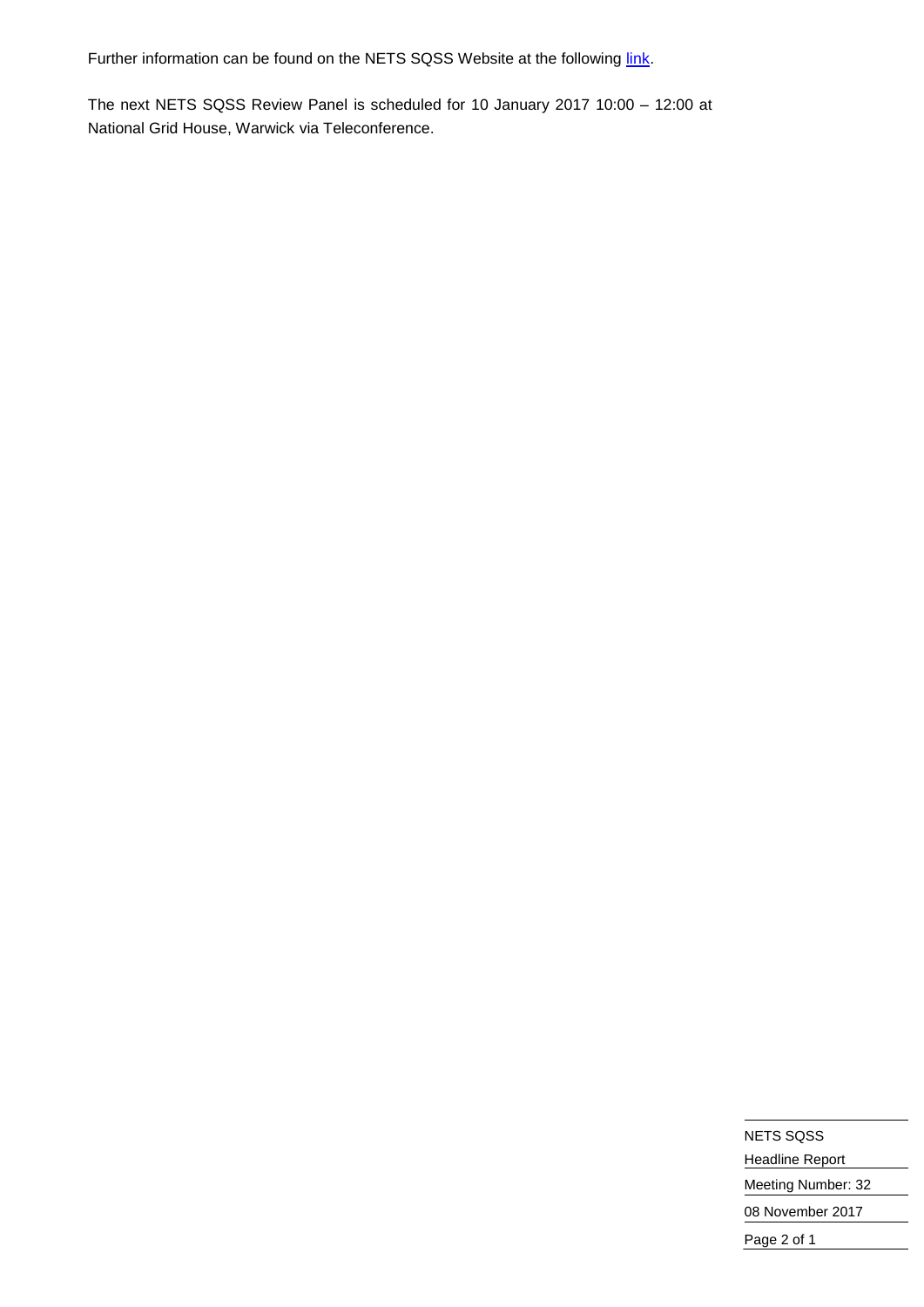Further information can be found on the NETS SQSS Website at the following link.

The next NETS SQSS Review Panel is scheduled for 10 January 2017 10:00 – 12:00 at National Grid House, Warwick via Teleconference.